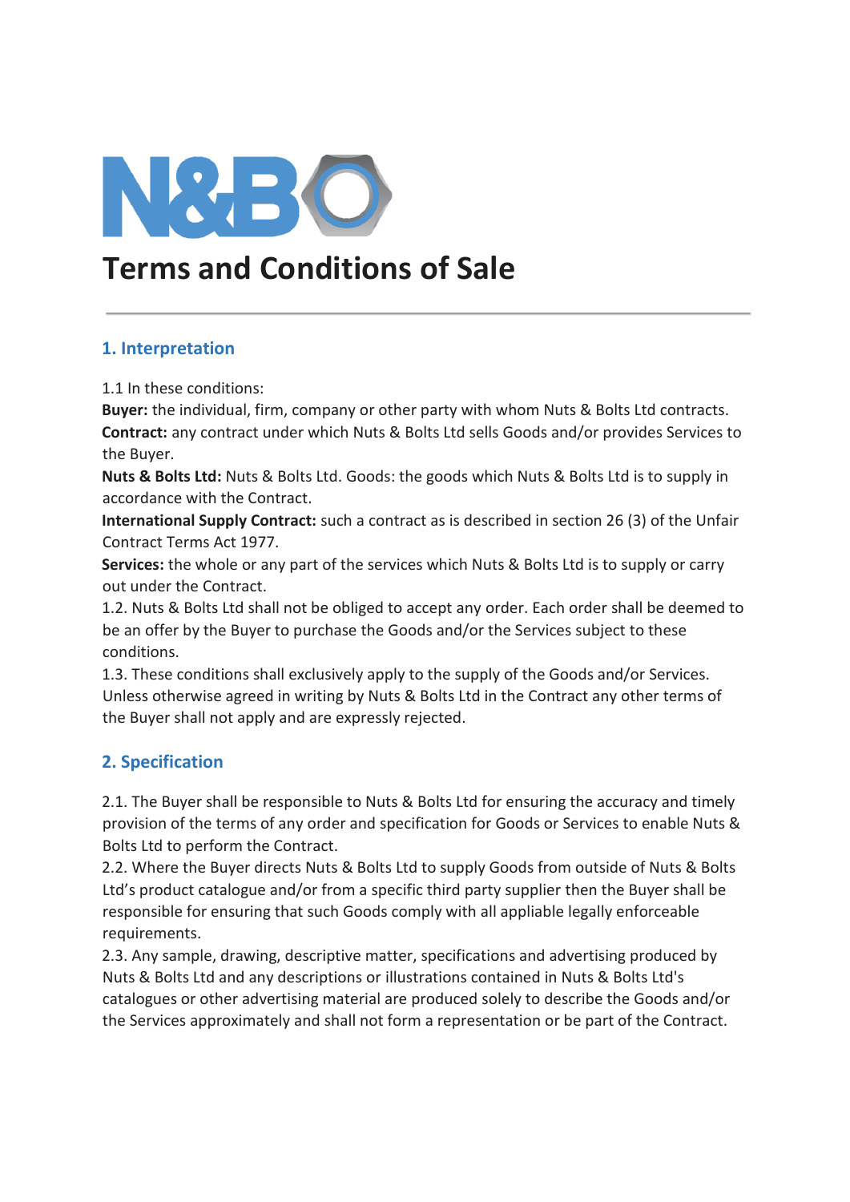# Terms and Conditions of Sale

## 1. Interpretation

1.1 In these conditions:

**Buyer:** the individual, firm, company or other party with whom Nuts & Bolts Ltd contracts.

**Contract:** any contract under which Nuts & Bolts Ltd sells Goods and/or provides Services to the Buyer.

**Nuts & Bolts Ltd:** Nuts & Bolts Ltd. Goods: the goods which Nuts & Bolts Ltd is to supply in accordance with the Contract.

**International Supply Contract:** such a contract as is described in section 26 (3) of the Unfair Contract Terms Act 1977.

**Services:** the whole or any part of the services which Nuts & Bolts Ltd is to supply or carry out under the Contract.

1.2. Nuts & Bolts Ltd shall not be obliged to accept any order. Each order shall be deemed to be an offer by the Buyer to purchase the Goods and/or the Services subject to these conditions.

1.3. These conditions shall exclusively apply to the supply of the Goods and/or Services. Unless otherwise agreed in writing by Nuts & Bolts Ltd in the Contract any other terms of the Buyer shall not apply and are expressly rejected.

## 2. Specification

2.1. The Buyer shall be responsible to Nuts & Bolts Ltd for ensuring the accuracy and timely provision of the terms of any order and specification for Goods or Services to enable Nuts & Bolts Ltd to perform the Contract.

2.2. Where the Buyer directs Nuts & Bolts Ltd to supply Goods from outside of Nuts & Bolts Ltd's product catalogue and/or from a specific third party supplier then the Buyer shall be responsible for ensuring that such Goods comply with all appliable legally enforceable requirements.

2.3. Any sample, drawing, descriptive matter, specifications and advertising produced by Nuts & Bolts Ltd and any descriptions or illustrations contained in Nuts & Bolts Ltd's catalogues or other advertising material are produced solely to describe the Goods and/or the Services approximately and shall not form a representation or be part of the Contract.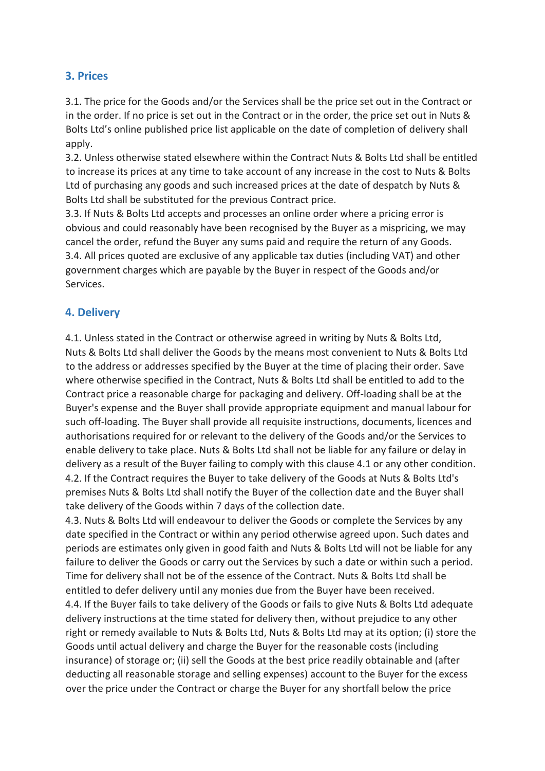## 3. Prices

3.1. The price for the Goods and/or the Services shall be the price set out in the Contract or in the order. If no price is set out in the Contract or in the order, the price set out in Nuts & Bolts Ltd's online published price list applicable on the date of completion of delivery shall apply.

3.2. Unless otherwise stated elsewhere within the Contract Nuts & Bolts Ltd shall be entitled to increase its prices at any time to take account of any increase in the cost to Nuts & Bolts Ltd of purchasing any goods and such increased prices at the date of despatch by Nuts & Bolts Ltd shall be substituted for the previous Contract price.

3.3. If Nuts & Bolts Ltd accepts and processes an online order where a pricing error is obvious and could reasonably have been recognised by the Buyer as a mispricing, we may cancel the order, refund the Buyer any sums paid and require the return of any Goods.

3.4. All prices quoted are exclusive of any applicable tax duties (including VAT) and other government charges which are payable by the Buyer in respect of the Goods and/or Services.

## 4. Delivery

4.1. Unless stated in the Contract or otherwise agreed in writing by Nuts & Bolts Ltd, Nuts & Bolts Ltd shall deliver the Goods by the means most convenient to Nuts & Bolts Ltd to the address or addresses specified by the Buyer at the time of placing their order. Save where otherwise specified in the Contract, Nuts & Bolts Ltd shall be entitled to add to the Contract price a reasonable charge for packaging and delivery. Off-loading shall be at the Buyer's expense and the Buyer shall provide appropriate equipment and manual labour for such off-loading. The Buyer shall provide all requisite instructions, documents, licences and authorisations required for or relevant to the delivery of the Goods and/or the Services to enable delivery to take place. Nuts & Bolts Ltd shall not be liable for any failure or delay in delivery as a result of the Buyer failing to comply with this clause 4.1 or any other condition.

4.2. If the Contract requires the Buyer to take delivery of the Goods at Nuts & Bolts Ltd's premises Nuts & Bolts Ltd shall notify the Buyer of the collection date and the Buyer shall take delivery of the Goods within 7 days of the collection date.

4.3. Nuts & Bolts Ltd will endeavour to deliver the Goods or complete the Services by any date specified in the Contract or within any period otherwise agreed upon. Such dates and periods are estimates only given in good faith and Nuts & Bolts Ltd will not be liable for any failure to deliver the Goods or carry out the Services by such a date or within such a period. Time for delivery shall not be of the essence of the Contract. Nuts & Bolts Ltd shall be entitled to defer delivery until any monies due from the Buyer have been received.

4.4. If the Buyer fails to take delivery of the Goods or fails to give Nuts & Bolts Ltd adequate delivery instructions at the time stated for delivery then, without prejudice to any other right or remedy available to Nuts & Bolts Ltd, Nuts & Bolts Ltd may at its option; (i) store the Goods until actual delivery and charge the Buyer for the reasonable costs (including insurance) of storage or; (ii) sell the Goods at the best price readily obtainable and (after deducting all reasonable storage and selling expenses) account to the Buyer for the excess over the price under the Contract or charge the Buyer for any shortfall below the price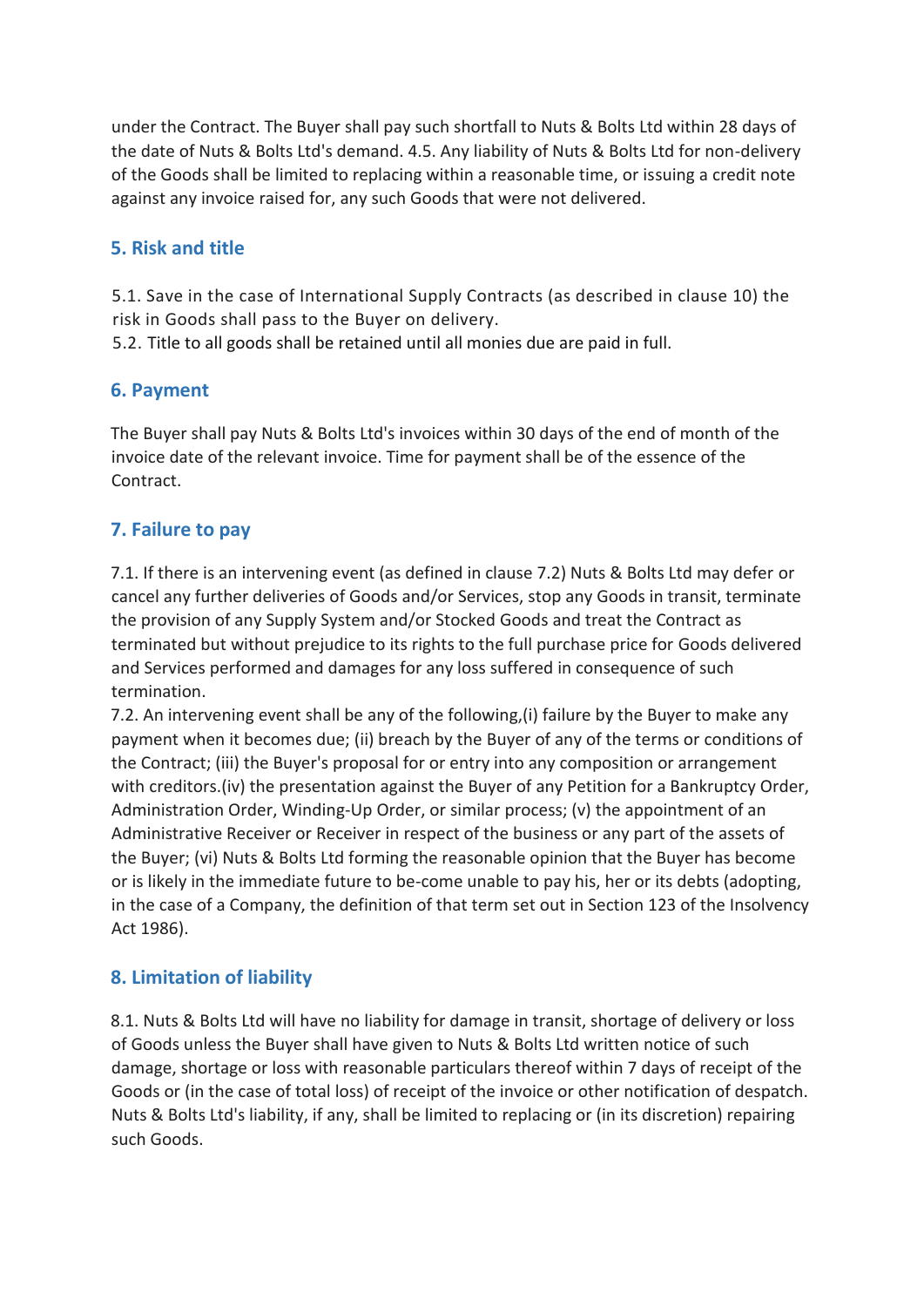under the Contract. The Buyer shall pay such shortfall to Nuts & Bolts Ltd within 28 days of the date of Nuts & Bolts Ltd's demand. 4.5. Any liability of Nuts & Bolts Ltd for non-delivery of the Goods shall be limited to replacing within a reasonable time, or issuing a credit note against any invoice raised for, any such Goods that were not delivered.

## 5. Risk and title

5.1. Save in the case of International Supply Contracts (as described in clause 10) the risk in Goods shall pass to the Buyer on delivery.
5.2. Title to all goods shall be retained until all monies due are paid in full.

## 6. Payment

The Buyer shall pay Nuts & Bolts Ltd's invoices within 30 days of the end of month of the invoice date of the relevant invoice. Time for payment shall be of the essence of the Contract.

## 7. Failure to pay

7.1. If there is an intervening event (as defined in clause 7.2) Nuts & Bolts Ltd may defer or cancel any further deliveries of Goods and/or Services, stop any Goods in transit, terminate the provision of any Supply System and/or Stocked Goods and treat the Contract as terminated but without prejudice to its rights to the full purchase price for Goods delivered and Services performed and damages for any loss suffered in consequence of such termination.
7.2. An intervening event shall be any of the following,(i) failure by the Buyer to make any payment when it becomes due; (ii) breach by the Buyer of any of the terms or conditions of the Contract; (iii) the Buyer's proposal for or entry into any composition or arrangement with creditors.(iv) the presentation against the Buyer of any Petition for a Bankruptcy Order, Administration Order, Winding-Up Order, or similar process; (v) the appointment of an Administrative Receiver or Receiver in respect of the business or any part of the assets of the Buyer; (vi) Nuts & Bolts Ltd forming the reasonable opinion that the Buyer has become or is likely in the immediate future to be-come unable to pay his, her or its debts (adopting, in the case of a Company, the definition of that term set out in Section 123 of the Insolvency Act 1986).

## 8. Limitation of liability

8.1. Nuts & Bolts Ltd will have no liability for damage in transit, shortage of delivery or loss of Goods unless the Buyer shall have given to Nuts & Bolts Ltd written notice of such damage, shortage or loss with reasonable particulars thereof within 7 days of receipt of the Goods or (in the case of total loss) of receipt of the invoice or other notification of despatch. Nuts & Bolts Ltd's liability, if any, shall be limited to replacing or (in its discretion) repairing such Goods.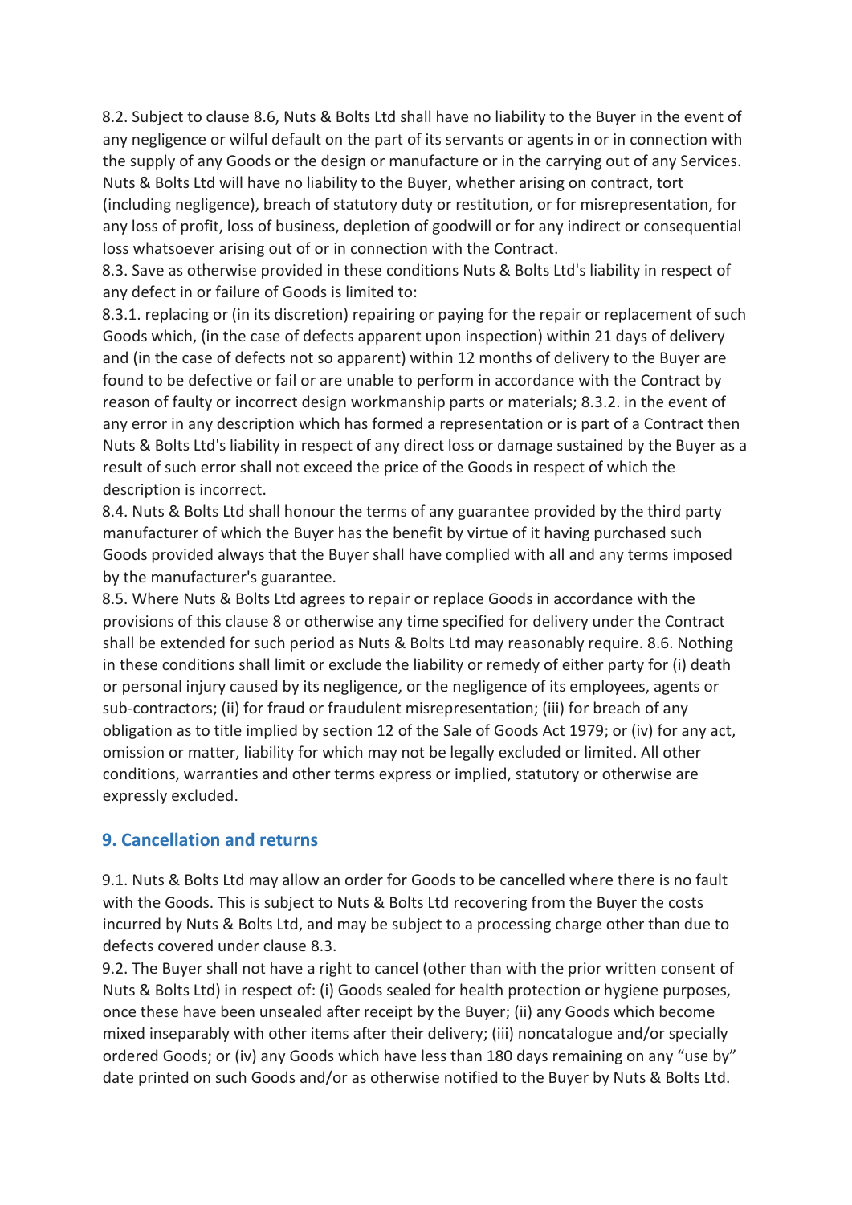8.2. Subject to clause 8.6, Nuts & Bolts Ltd shall have no liability to the Buyer in the event of any negligence or wilful default on the part of its servants or agents in or in connection with the supply of any Goods or the design or manufacture or in the carrying out of any Services. Nuts & Bolts Ltd will have no liability to the Buyer, whether arising on contract, tort (including negligence), breach of statutory duty or restitution, or for misrepresentation, for any loss of profit, loss of business, depletion of goodwill or for any indirect or consequential loss whatsoever arising out of or in connection with the Contract.

8.3. Save as otherwise provided in these conditions Nuts & Bolts Ltd's liability in respect of any defect in or failure of Goods is limited to:

8.3.1. replacing or (in its discretion) repairing or paying for the repair or replacement of such Goods which, (in the case of defects apparent upon inspection) within 21 days of delivery and (in the case of defects not so apparent) within 12 months of delivery to the Buyer are found to be defective or fail or are unable to perform in accordance with the Contract by reason of faulty or incorrect design workmanship parts or materials; 8.3.2. in the event of any error in any description which has formed a representation or is part of a Contract then Nuts & Bolts Ltd's liability in respect of any direct loss or damage sustained by the Buyer as a result of such error shall not exceed the price of the Goods in respect of which the description is incorrect.

8.4. Nuts & Bolts Ltd shall honour the terms of any guarantee provided by the third party manufacturer of which the Buyer has the benefit by virtue of it having purchased such Goods provided always that the Buyer shall have complied with all and any terms imposed by the manufacturer's guarantee.

8.5. Where Nuts & Bolts Ltd agrees to repair or replace Goods in accordance with the provisions of this clause 8 or otherwise any time specified for delivery under the Contract shall be extended for such period as Nuts & Bolts Ltd may reasonably require. 8.6. Nothing in these conditions shall limit or exclude the liability or remedy of either party for (i) death or personal injury caused by its negligence, or the negligence of its employees, agents or sub-contractors; (ii) for fraud or fraudulent misrepresentation; (iii) for breach of any obligation as to title implied by section 12 of the Sale of Goods Act 1979; or (iv) for any act, omission or matter, liability for which may not be legally excluded or limited. All other conditions, warranties and other terms express or implied, statutory or otherwise are expressly excluded.

## 9. Cancellation and returns

9.1. Nuts & Bolts Ltd may allow an order for Goods to be cancelled where there is no fault with the Goods. This is subject to Nuts & Bolts Ltd recovering from the Buyer the costs incurred by Nuts & Bolts Ltd, and may be subject to a processing charge other than due to defects covered under clause 8.3.

9.2. The Buyer shall not have a right to cancel (other than with the prior written consent of Nuts & Bolts Ltd) in respect of: (i) Goods sealed for health protection or hygiene purposes, once these have been unsealed after receipt by the Buyer; (ii) any Goods which become mixed inseparably with other items after their delivery; (iii) noncatalogue and/or specially ordered Goods; or (iv) any Goods which have less than 180 days remaining on any "use by" date printed on such Goods and/or as otherwise notified to the Buyer by Nuts & Bolts Ltd.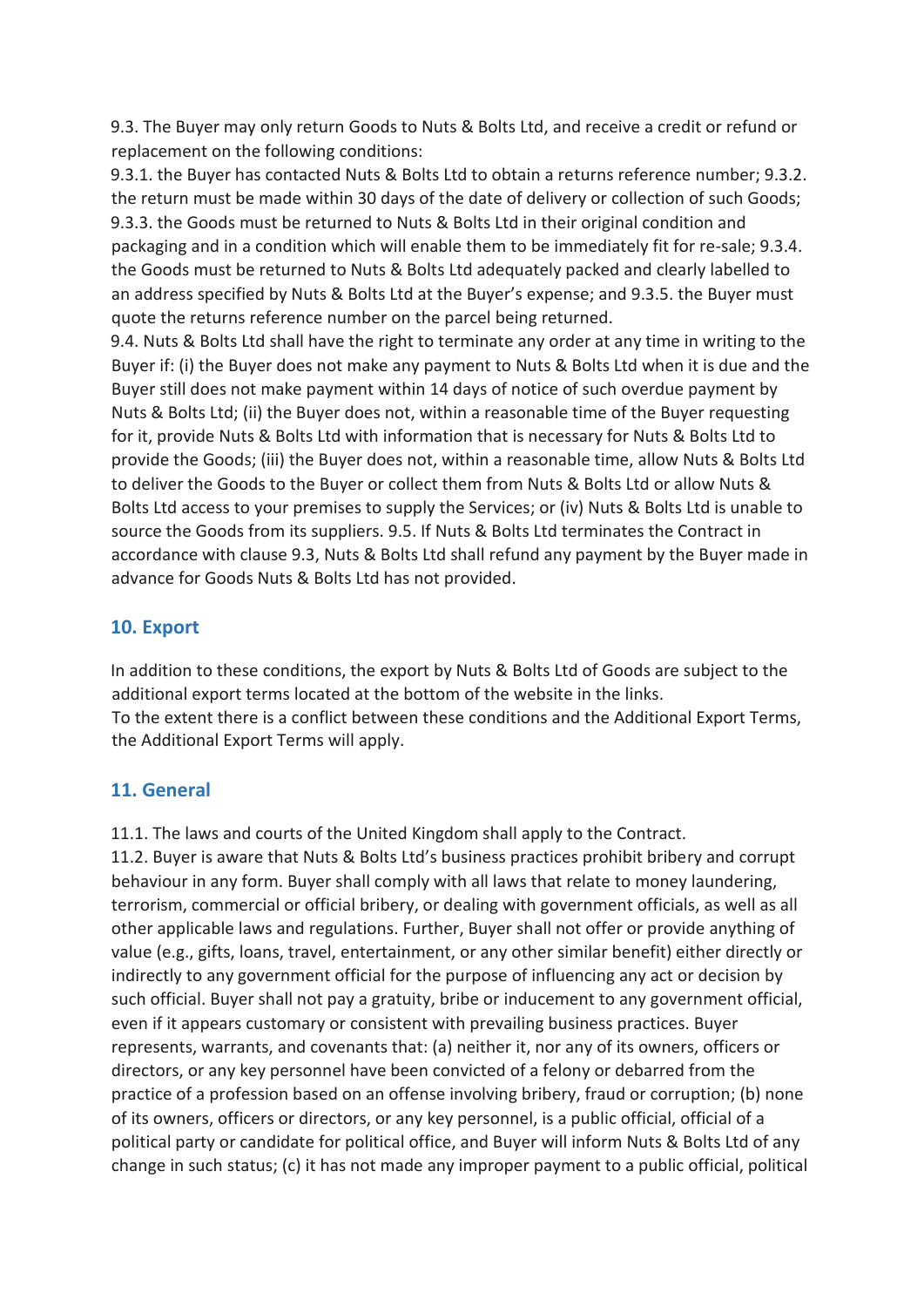9.3. The Buyer may only return Goods to Nuts & Bolts Ltd, and receive a credit or refund or replacement on the following conditions:
9.3.1. the Buyer has contacted Nuts & Bolts Ltd to obtain a returns reference number; 9.3.2. the return must be made within 30 days of the date of delivery or collection of such Goods; 9.3.3. the Goods must be returned to Nuts & Bolts Ltd in their original condition and packaging and in a condition which will enable them to be immediately fit for re-sale; 9.3.4. the Goods must be returned to Nuts & Bolts Ltd adequately packed and clearly labelled to an address specified by Nuts & Bolts Ltd at the Buyer's expense; and 9.3.5. the Buyer must quote the returns reference number on the parcel being returned.
9.4. Nuts & Bolts Ltd shall have the right to terminate any order at any time in writing to the Buyer if: (i) the Buyer does not make any payment to Nuts & Bolts Ltd when it is due and the Buyer still does not make payment within 14 days of notice of such overdue payment by Nuts & Bolts Ltd; (ii) the Buyer does not, within a reasonable time of the Buyer requesting for it, provide Nuts & Bolts Ltd with information that is necessary for Nuts & Bolts Ltd to provide the Goods; (iii) the Buyer does not, within a reasonable time, allow Nuts & Bolts Ltd to deliver the Goods to the Buyer or collect them from Nuts & Bolts Ltd or allow Nuts & Bolts Ltd access to your premises to supply the Services; or (iv) Nuts & Bolts Ltd is unable to source the Goods from its suppliers. 9.5. If Nuts & Bolts Ltd terminates the Contract in accordance with clause 9.3, Nuts & Bolts Ltd shall refund any payment by the Buyer made in advance for Goods Nuts & Bolts Ltd has not provided.

## 10. Export

In addition to these conditions, the export by Nuts & Bolts Ltd of Goods are subject to the additional export terms located at the bottom of the website in the links.
To the extent there is a conflict between these conditions and the Additional Export Terms, the Additional Export Terms will apply.

## 11. General

11.1. The laws and courts of the United Kingdom shall apply to the Contract.
11.2. Buyer is aware that Nuts & Bolts Ltd's business practices prohibit bribery and corrupt behaviour in any form. Buyer shall comply with all laws that relate to money laundering, terrorism, commercial or official bribery, or dealing with government officials, as well as all other applicable laws and regulations. Further, Buyer shall not offer or provide anything of value (e.g., gifts, loans, travel, entertainment, or any other similar benefit) either directly or indirectly to any government official for the purpose of influencing any act or decision by such official. Buyer shall not pay a gratuity, bribe or inducement to any government official, even if it appears customary or consistent with prevailing business practices. Buyer represents, warrants, and covenants that: (a) neither it, nor any of its owners, officers or directors, or any key personnel have been convicted of a felony or debarred from the practice of a profession based on an offense involving bribery, fraud or corruption; (b) none of its owners, officers or directors, or any key personnel, is a public official, official of a political party or candidate for political office, and Buyer will inform Nuts & Bolts Ltd of any change in such status; (c) it has not made any improper payment to a public official, political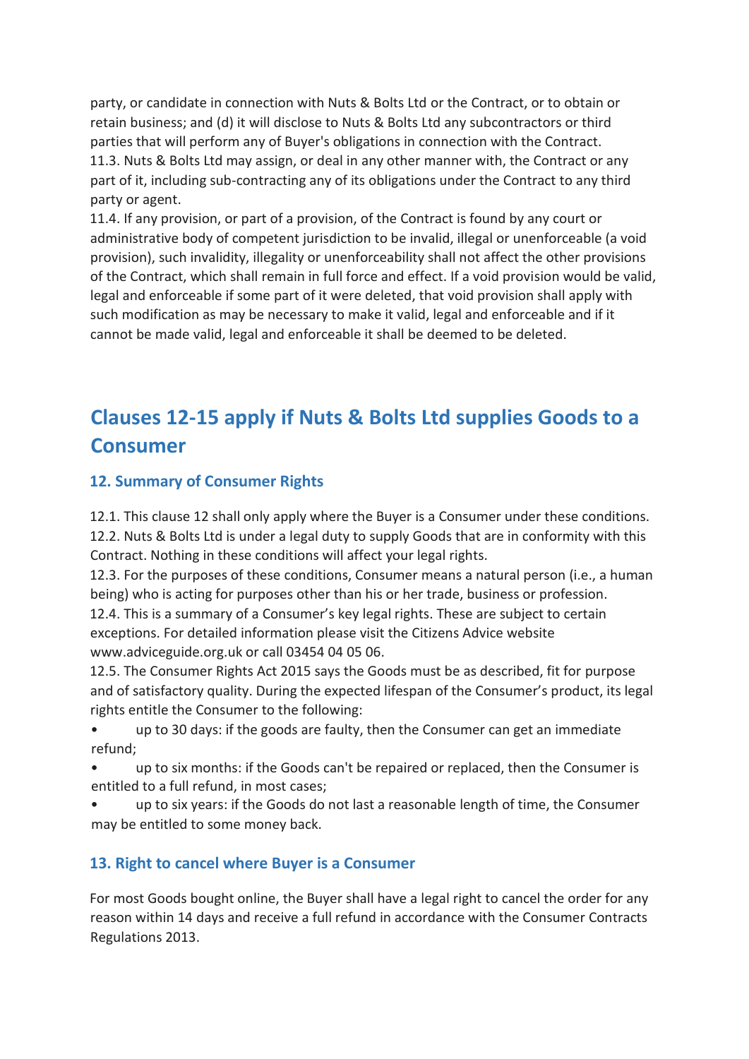party, or candidate in connection with Nuts & Bolts Ltd or the Contract, or to obtain or retain business; and (d) it will disclose to Nuts & Bolts Ltd any subcontractors or third parties that will perform any of Buyer's obligations in connection with the Contract.

11.3. Nuts & Bolts Ltd may assign, or deal in any other manner with, the Contract or any part of it, including sub-contracting any of its obligations under the Contract to any third party or agent.

11.4. If any provision, or part of a provision, of the Contract is found by any court or administrative body of competent jurisdiction to be invalid, illegal or unenforceable (a void provision), such invalidity, illegality or unenforceability shall not affect the other provisions of the Contract, which shall remain in full force and effect. If a void provision would be valid, legal and enforceable if some part of it were deleted, that void provision shall apply with such modification as may be necessary to make it valid, legal and enforceable and if it cannot be made valid, legal and enforceable it shall be deemed to be deleted.

## Clauses 12-15 apply if Nuts & Bolts Ltd supplies Goods to a Consumer

### 12. Summary of Consumer Rights

12.1. This clause 12 shall only apply where the Buyer is a Consumer under these conditions.

12.2. Nuts & Bolts Ltd is under a legal duty to supply Goods that are in conformity with this Contract. Nothing in these conditions will affect your legal rights.

12.3. For the purposes of these conditions, Consumer means a natural person (i.e., a human being) who is acting for purposes other than his or her trade, business or profession.

12.4. This is a summary of a Consumer's key legal rights. These are subject to certain exceptions. For detailed information please visit the Citizens Advice website www.adviceguide.org.uk or call 03454 04 05 06.

12.5. The Consumer Rights Act 2015 says the Goods must be as described, fit for purpose and of satisfactory quality. During the expected lifespan of the Consumer's product, its legal rights entitle the Consumer to the following:

- up to 30 days: if the goods are faulty, then the Consumer can get an immediate refund;
- up to six months: if the Goods can't be repaired or replaced, then the Consumer is entitled to a full refund, in most cases;
- up to six years: if the Goods do not last a reasonable length of time, the Consumer may be entitled to some money back.

### 13. Right to cancel where Buyer is a Consumer

For most Goods bought online, the Buyer shall have a legal right to cancel the order for any reason within 14 days and receive a full refund in accordance with the Consumer Contracts Regulations 2013.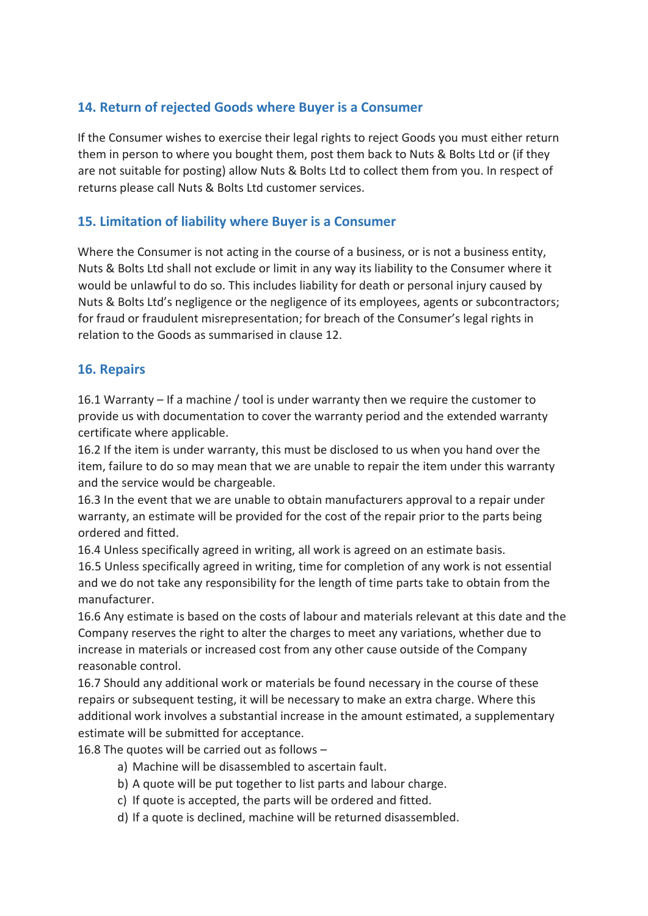## 14. Return of rejected Goods where Buyer is a Consumer

If the Consumer wishes to exercise their legal rights to reject Goods you must either return them in person to where you bought them, post them back to Nuts & Bolts Ltd or (if they are not suitable for posting) allow Nuts & Bolts Ltd to collect them from you. In respect of returns please call Nuts & Bolts Ltd customer services.

## 15. Limitation of liability where Buyer is a Consumer

Where the Consumer is not acting in the course of a business, or is not a business entity, Nuts & Bolts Ltd shall not exclude or limit in any way its liability to the Consumer where it would be unlawful to do so. This includes liability for death or personal injury caused by Nuts & Bolts Ltd's negligence or the negligence of its employees, agents or subcontractors; for fraud or fraudulent misrepresentation; for breach of the Consumer's legal rights in relation to the Goods as summarised in clause 12.

## 16. Repairs

16.1 Warranty – If a machine / tool is under warranty then we require the customer to provide us with documentation to cover the warranty period and the extended warranty certificate where applicable.
16.2 If the item is under warranty, this must be disclosed to us when you hand over the item, failure to do so may mean that we are unable to repair the item under this warranty and the service would be chargeable.
16.3 In the event that we are unable to obtain manufacturers approval to a repair under warranty, an estimate will be provided for the cost of the repair prior to the parts being ordered and fitted.
16.4 Unless specifically agreed in writing, all work is agreed on an estimate basis.
16.5 Unless specifically agreed in writing, time for completion of any work is not essential and we do not take any responsibility for the length of time parts take to obtain from the manufacturer.
16.6 Any estimate is based on the costs of labour and materials relevant at this date and the Company reserves the right to alter the charges to meet any variations, whether due to increase in materials or increased cost from any other cause outside of the Company reasonable control.
16.7 Should any additional work or materials be found necessary in the course of these repairs or subsequent testing, it will be necessary to make an extra charge. Where this additional work involves a substantial increase in the amount estimated, a supplementary estimate will be submitted for acceptance.
16.8 The quotes will be carried out as follows –

a) Machine will be disassembled to ascertain fault.
b) A quote will be put together to list parts and labour charge.
c) If quote is accepted, the parts will be ordered and fitted.
d) If a quote is declined, machine will be returned disassembled.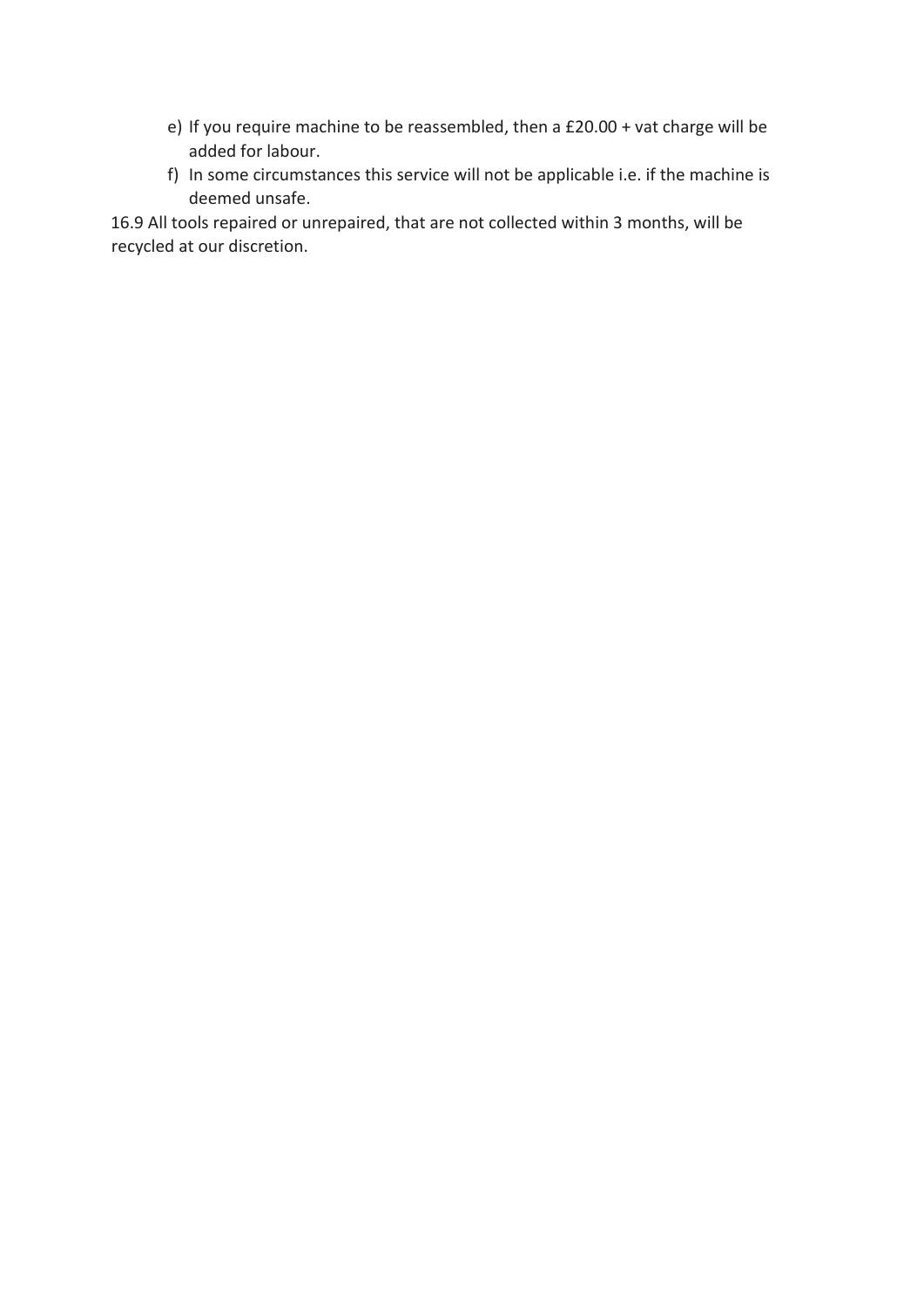e) If you require machine to be reassembled, then a £20.00 + vat charge will be added for labour.
f) In some circumstances this service will not be applicable i.e. if the machine is deemed unsafe.

16.9 All tools repaired or unrepaired, that are not collected within 3 months, will be recycled at our discretion.